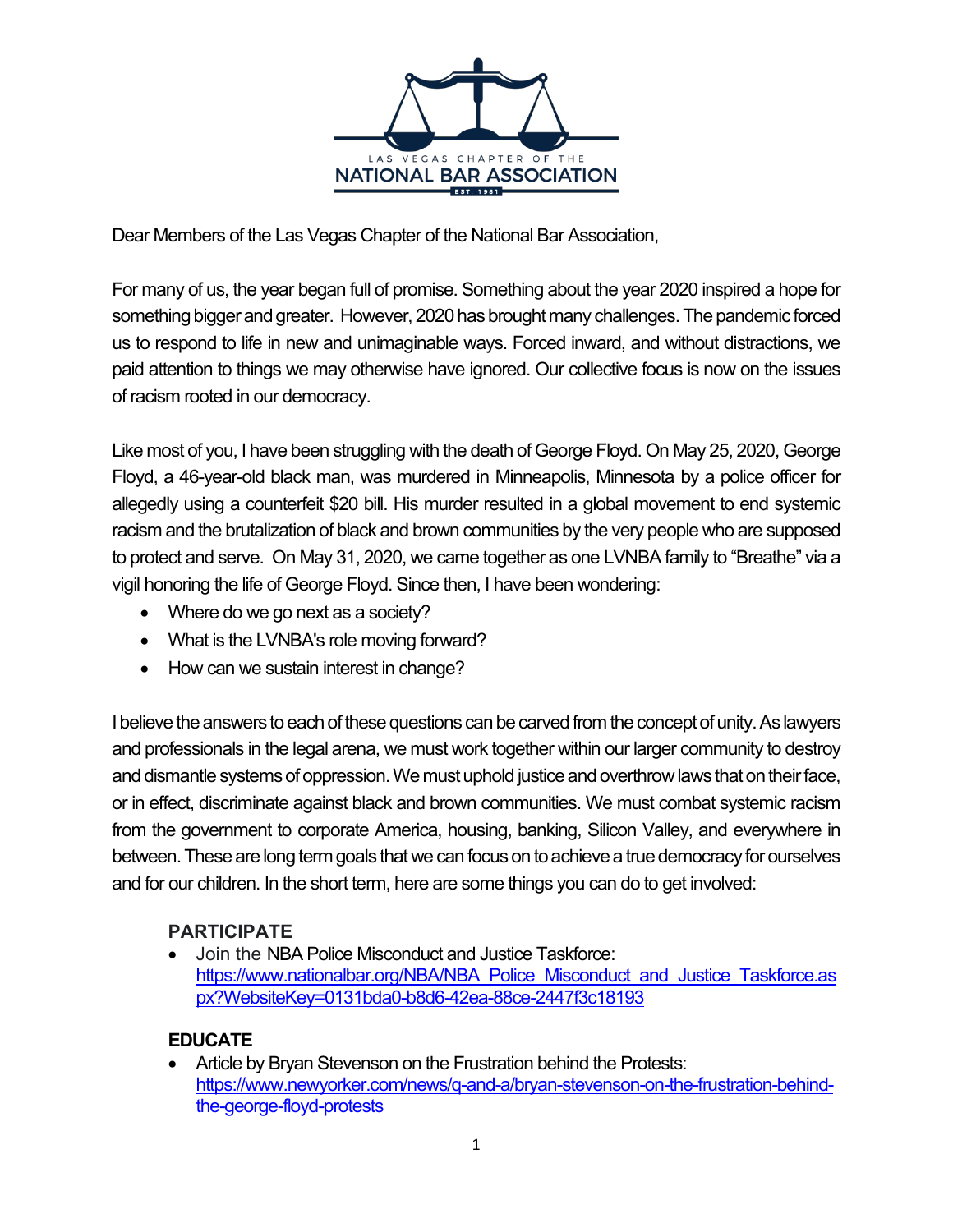LAS VEGAS CHAPTER OF THE
NATIONAL BAR ASSOCIATION
EST. 1981

Dear Members of the Las Vegas Chapter of the National Bar Association,

For many of us, the year began full of promise. Something about the year 2020 inspired a hope for something bigger and greater. However, 2020 has brought many challenges. The pandemic forced us to respond to life in new and unimaginable ways. Forced inward, and without distractions, we paid attention to things we may otherwise have ignored. Our collective focus is now on the issues of racism rooted in our democracy.

Like most of you, I have been struggling with the death of George Floyd. On May 25, 2020, George Floyd, a 46-year-old black man, was murdered in Minneapolis, Minnesota by a police officer for allegedly using a counterfeit $20 bill. His murder resulted in a global movement to end systemic racism and the brutalization of black and brown communities by the very people who are supposed to protect and serve. On May 31, 2020, we came together as one LVNBA family to "Breathe" via a vigil honoring the life of George Floyd. Since then, I have been wondering:

- Where do we go next as a society?
- What is the LVNBA's role moving forward?
- How can we sustain interest in change?

I believe the answers to each of these questions can be carved from the concept of unity. As lawyers and professionals in the legal arena, we must work together within our larger community to destroy and dismantle systems of oppression. We must uphold justice and overthrow laws that on their face, or in effect, discriminate against black and brown communities. We must combat systemic racism from the government to corporate America, housing, banking, Silicon Valley, and everywhere in between. These are long term goals that we can focus on to achieve a true democracy for ourselves and for our children. In the short term, here are some things you can do to get involved:

### PARTICIPATE

- Join the NBA Police Misconduct and Justice Taskforce: https://www.nationalbar.org/NBA/NBA_Police_Misconduct_and_Justice_Taskforce.aspx?WebsiteKey=0131bda0-b8d6-42ea-88ce-2447f3c18193

### EDUCATE

- Article by Bryan Stevenson on the Frustration behind the Protests: https://www.newyorker.com/news/q-and-a/bryan-stevenson-on-the-frustration-behind-the-george-floyd-protests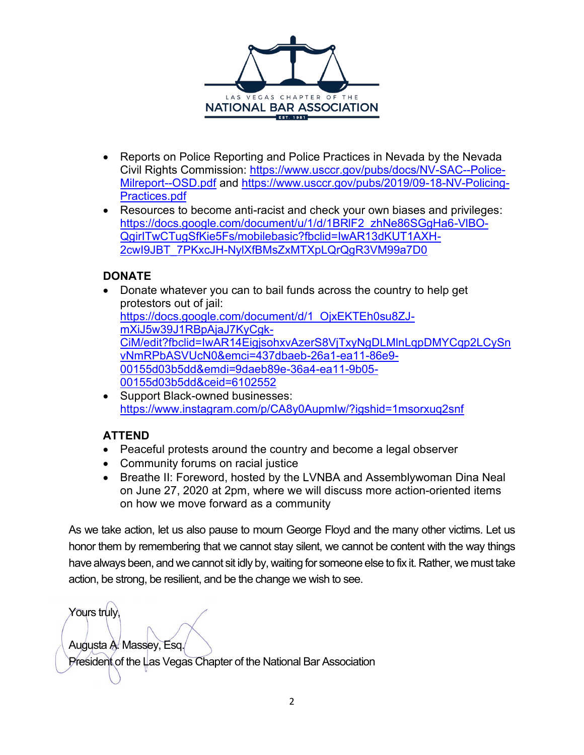LAS VEGAS CHAPTER OF THE
NATIONAL BAR ASSOCIATION
EST. 1981

- Reports on Police Reporting and Police Practices in Nevada by the Nevada Civil Rights Commission: https://www.usccr.gov/pubs/docs/NV-SAC--Police-Milreport--OSD.pdf and https://www.usccr.gov/pubs/2019/09-18-NV-Policing-Practices.pdf
- Resources to become anti-racist and check your own biases and privileges: https://docs.google.com/document/u/1/d/1BRlF2_zhNe86SGgHa6-VlBO-QgirlTwCTugSfKie5Fs/mobilebasic?fbclid=IwAR13dKUT1AXH-2cwI9JBT_7PKxcJH-NylXfBMsZxMTXpLQrQgR3VM99a7D0

## DONATE

- Donate whatever you can to bail funds across the country to help get protestors out of jail: https://docs.google.com/document/d/1_OjxEKTEh0su8ZJ-mXiJ5w39J1RBpAjaJ7KyCgk-CiM/edit?fbclid=IwAR14EigjsohxvAzerS8VjTxyNgDLMlnLqpDMYCqp2LCySnvNmRPbASVUcN0&emci=437dbaeb-26a1-ea11-86e9-00155d03b5dd&emdi=9daeb89e-36a4-ea11-9b05-00155d03b5dd&ceid=6102552
- Support Black-owned businesses: https://www.instagram.com/p/CA8y0AupmIw/?igshid=1msorxuq2snf

## ATTEND

- Peaceful protests around the country and become a legal observer
- Community forums on racial justice
- Breathe II: Foreword, hosted by the LVNBA and Assemblywoman Dina Neal on June 27, 2020 at 2pm, where we will discuss more action-oriented items on how we move forward as a community

As we take action, let us also pause to mourn George Floyd and the many other victims. Let us honor them by remembering that we cannot stay silent, we cannot be content with the way things have always been, and we cannot sit idly by, waiting for someone else to fix it. Rather, we must take action, be strong, be resilient, and be the change we wish to see.

Yours truly,

Augusta A. Massey, Esq.
President of the Las Vegas Chapter of the National Bar Association